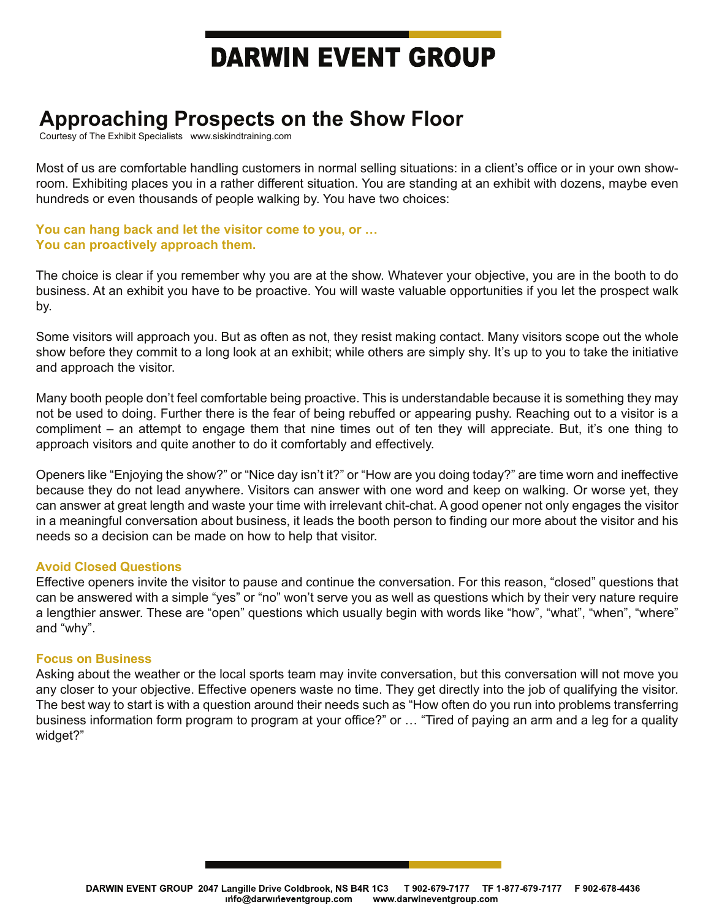# DARWIN EVENT GROUP

## Approaching Prospects on the Show Floor

Courtesy of The Exhibit Specialists www.siskindtraining.com

Most of us are comfortable handling customers in normal selling situations: in a client's office or in your own show-room. Exhibiting places you in a rather different situation. You are standing at an exhibit with dozens, maybe even hundreds or even thousands of people walking by. You have two choices:

**You can hang back and let the visitor come to you, or …**
**You can proactively approach them.**

The choice is clear if you remember why you are at the show. Whatever your objective, you are in the booth to do business. At an exhibit you have to be proactive. You will waste valuable opportunities if you let the prospect walk by.

Some visitors will approach you. But as often as not, they resist making contact. Many visitors scope out the whole show before they commit to a long look at an exhibit; while others are simply shy. It's up to you to take the initiative and approach the visitor.

Many booth people don't feel comfortable being proactive. This is understandable because it is something they may not be used to doing. Further there is the fear of being rebuffed or appearing pushy. Reaching out to a visitor is a compliment – an attempt to engage them that nine times out of ten they will appreciate. But, it's one thing to approach visitors and quite another to do it comfortably and effectively.

Openers like "Enjoying the show?" or "Nice day isn't it?" or "How are you doing today?" are time worn and ineffective because they do not lead anywhere. Visitors can answer with one word and keep on walking. Or worse yet, they can answer at great length and waste your time with irrelevant chit-chat. A good opener not only engages the visitor in a meaningful conversation about business, it leads the booth person to finding our more about the visitor and his needs so a decision can be made on how to help that visitor.

### Avoid Closed Questions

Effective openers invite the visitor to pause and continue the conversation. For this reason, "closed" questions that can be answered with a simple "yes" or "no" won't serve you as well as questions which by their very nature require a lengthier answer. These are "open" questions which usually begin with words like "how", "what", "when", "where" and "why".

### Focus on Business

Asking about the weather or the local sports team may invite conversation, but this conversation will not move you any closer to your objective. Effective openers waste no time. They get directly into the job of qualifying the visitor. The best way to start is with a question around their needs such as "How often do you run into problems transferring business information form program to program at your office?" or … "Tired of paying an arm and a leg for a quality widget?"

DARWIN EVENT GROUP 2047 Langille Drive Coldbrook, NS B4R 1C3 T 902-679-7177 TF 1-877-679-7177 F 902-678-4436
info@darwineventgroup.com www.darwineventgroup.com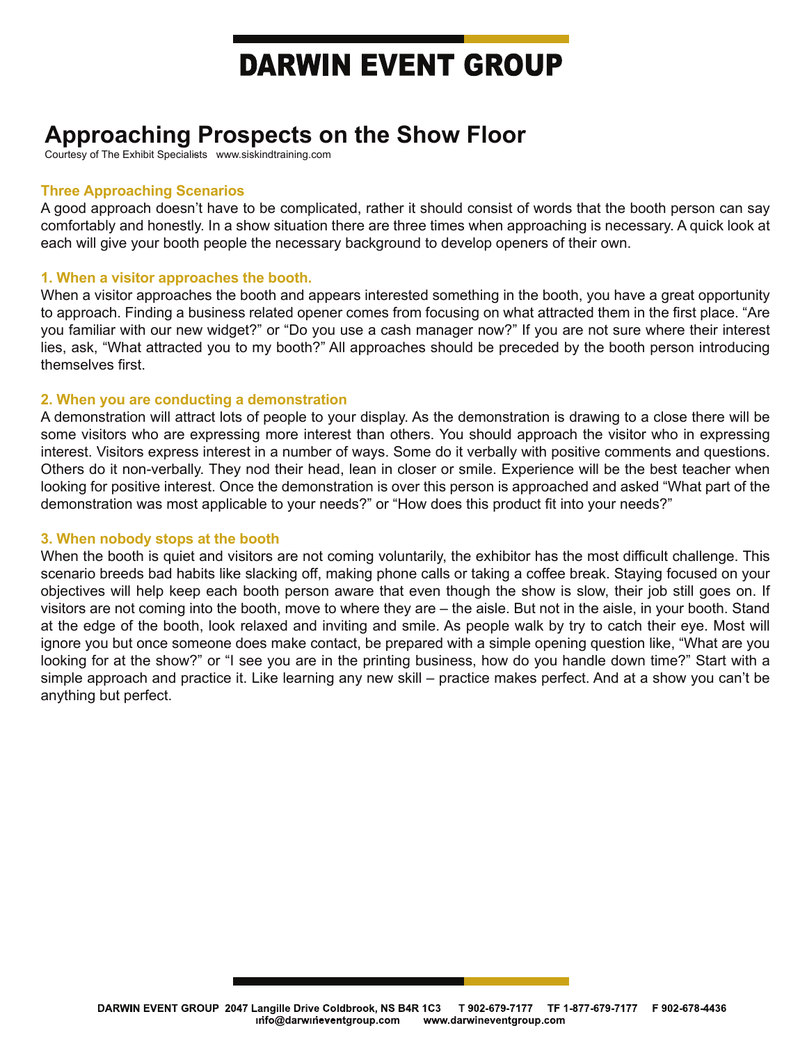# DARWIN EVENT GROUP

## Approaching Prospects on the Show Floor

Courtesy of The Exhibit Specialists www.siskindtraining.com

### Three Approaching Scenarios

A good approach doesn't have to be complicated, rather it should consist of words that the booth person can say comfortably and honestly. In a show situation there are three times when approaching is necessary. A quick look at each will give your booth people the necessary background to develop openers of their own.

### 1. When a visitor approaches the booth.

When a visitor approaches the booth and appears interested something in the booth, you have a great opportunity to approach. Finding a business related opener comes from focusing on what attracted them in the first place. "Are you familiar with our new widget?" or "Do you use a cash manager now?" If you are not sure where their interest lies, ask, "What attracted you to my booth?" All approaches should be preceded by the booth person introducing themselves first.

### 2. When you are conducting a demonstration

A demonstration will attract lots of people to your display. As the demonstration is drawing to a close there will be some visitors who are expressing more interest than others. You should approach the visitor who in expressing interest. Visitors express interest in a number of ways. Some do it verbally with positive comments and questions. Others do it non-verbally. They nod their head, lean in closer or smile. Experience will be the best teacher when looking for positive interest. Once the demonstration is over this person is approached and asked "What part of the demonstration was most applicable to your needs?" or "How does this product fit into your needs?"

### 3. When nobody stops at the booth

When the booth is quiet and visitors are not coming voluntarily, the exhibitor has the most difficult challenge. This scenario breeds bad habits like slacking off, making phone calls or taking a coffee break. Staying focused on your objectives will help keep each booth person aware that even though the show is slow, their job still goes on. If visitors are not coming into the booth, move to where they are – the aisle. But not in the aisle, in your booth. Stand at the edge of the booth, look relaxed and inviting and smile. As people walk by try to catch their eye. Most will ignore you but once someone does make contact, be prepared with a simple opening question like, "What are you looking for at the show?" or "I see you are in the printing business, how do you handle down time?" Start with a simple approach and practice it. Like learning any new skill – practice makes perfect. And at a show you can't be anything but perfect.

DARWIN EVENT GROUP 2047 Langille Drive Coldbrook, NS B4R 1C3 T 902-679-7177 TF 1-877-679-7177 F 902-678-4436
info@darwineventgroup.com www.darwineventgroup.com